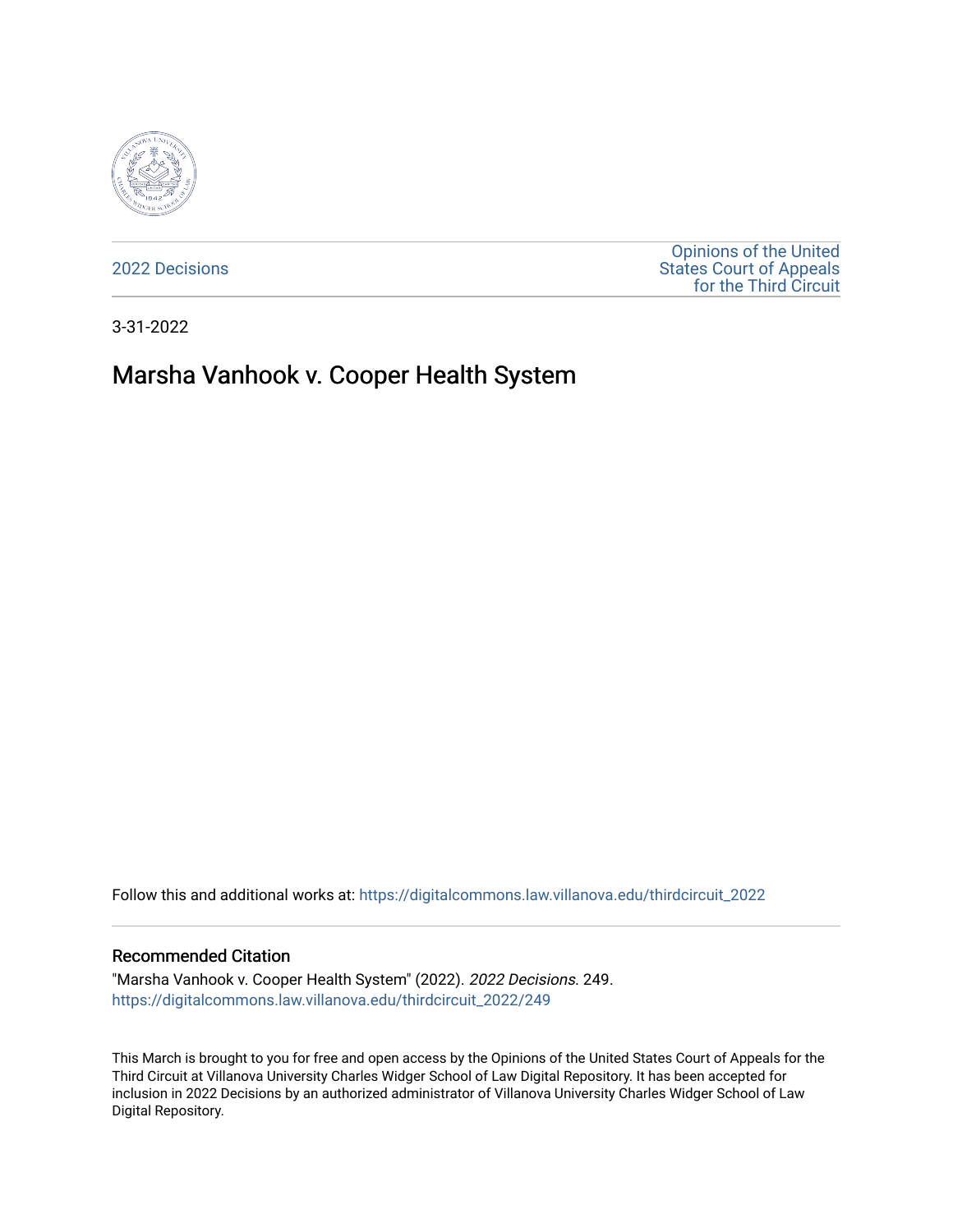2022 Decisions

Opinions of the United States Court of Appeals for the Third Circuit

3-31-2022

# Marsha Vanhook v. Cooper Health System

Follow this and additional works at: https://digitalcommons.law.villanova.edu/thirdcircuit_2022

## Recommended Citation

"Marsha Vanhook v. Cooper Health System" (2022). *2022 Decisions*. 249.
https://digitalcommons.law.villanova.edu/thirdcircuit_2022/249

This March is brought to you for free and open access by the Opinions of the United States Court of Appeals for the Third Circuit at Villanova University Charles Widger School of Law Digital Repository. It has been accepted for inclusion in 2022 Decisions by an authorized administrator of Villanova University Charles Widger School of Law Digital Repository.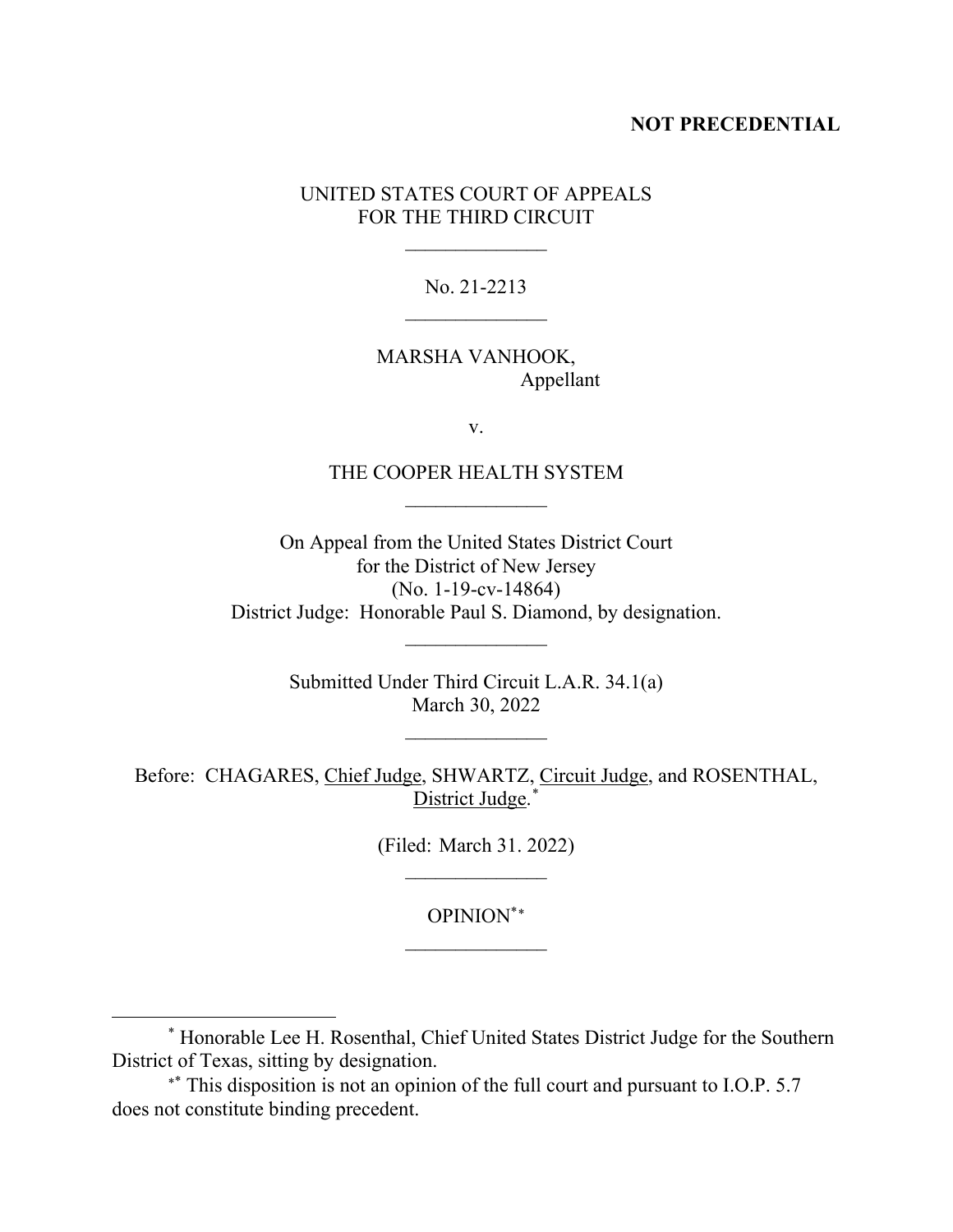**NOT PRECEDENTIAL**

UNITED STATES COURT OF APPEALS
FOR THE THIRD CIRCUIT

\_\_\_\_\_\_\_\_\_\_\_\_\_\_

No. 21-2213

\_\_\_\_\_\_\_\_\_\_\_\_\_\_

MARSHA VANHOOK,
Appellant

v.

THE COOPER HEALTH SYSTEM

\_\_\_\_\_\_\_\_\_\_\_\_\_\_

On Appeal from the United States District Court
for the District of New Jersey
(No. 1-19-cv-14864)
District Judge: Honorable Paul S. Diamond, by designation.

\_\_\_\_\_\_\_\_\_\_\_\_\_\_

Submitted Under Third Circuit L.A.R. 34.1(a)
March 30, 2022

\_\_\_\_\_\_\_\_\_\_\_\_\_\_

Before: CHAGARES, Chief Judge, SHWARTZ, Circuit Judge, and ROSENTHAL, District Judge.[*]

(Filed: March 31. 2022)

\_\_\_\_\_\_\_\_\_\_\_\_\_\_

OPINION[**]

\_\_\_\_\_\_\_\_\_\_\_\_\_\_

[*] Honorable Lee H. Rosenthal, Chief United States District Judge for the Southern District of Texas, sitting by designation.

[**] This disposition is not an opinion of the full court and pursuant to I.O.P. 5.7 does not constitute binding precedent.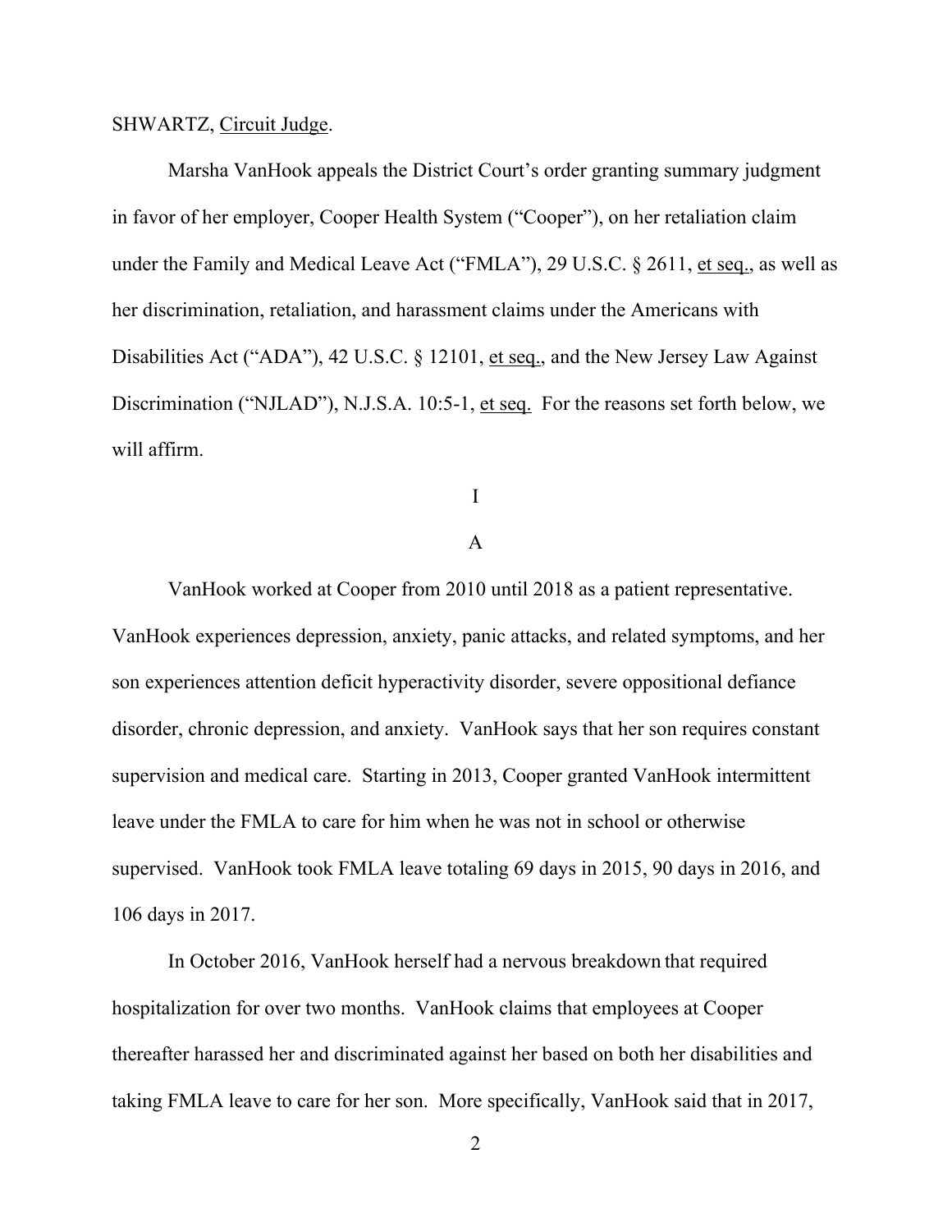SHWARTZ, Circuit Judge.

Marsha VanHook appeals the District Court's order granting summary judgment in favor of her employer, Cooper Health System ("Cooper"), on her retaliation claim under the Family and Medical Leave Act ("FMLA"), 29 U.S.C. § 2611, et seq., as well as her discrimination, retaliation, and harassment claims under the Americans with Disabilities Act ("ADA"), 42 U.S.C. § 12101, et seq., and the New Jersey Law Against Discrimination ("NJLAD"), N.J.S.A. 10:5-1, et seq. For the reasons set forth below, we will affirm.

I

A

VanHook worked at Cooper from 2010 until 2018 as a patient representative. VanHook experiences depression, anxiety, panic attacks, and related symptoms, and her son experiences attention deficit hyperactivity disorder, severe oppositional defiance disorder, chronic depression, and anxiety. VanHook says that her son requires constant supervision and medical care. Starting in 2013, Cooper granted VanHook intermittent leave under the FMLA to care for him when he was not in school or otherwise supervised. VanHook took FMLA leave totaling 69 days in 2015, 90 days in 2016, and 106 days in 2017.

In October 2016, VanHook herself had a nervous breakdown that required hospitalization for over two months. VanHook claims that employees at Cooper thereafter harassed her and discriminated against her based on both her disabilities and taking FMLA leave to care for her son. More specifically, VanHook said that in 2017,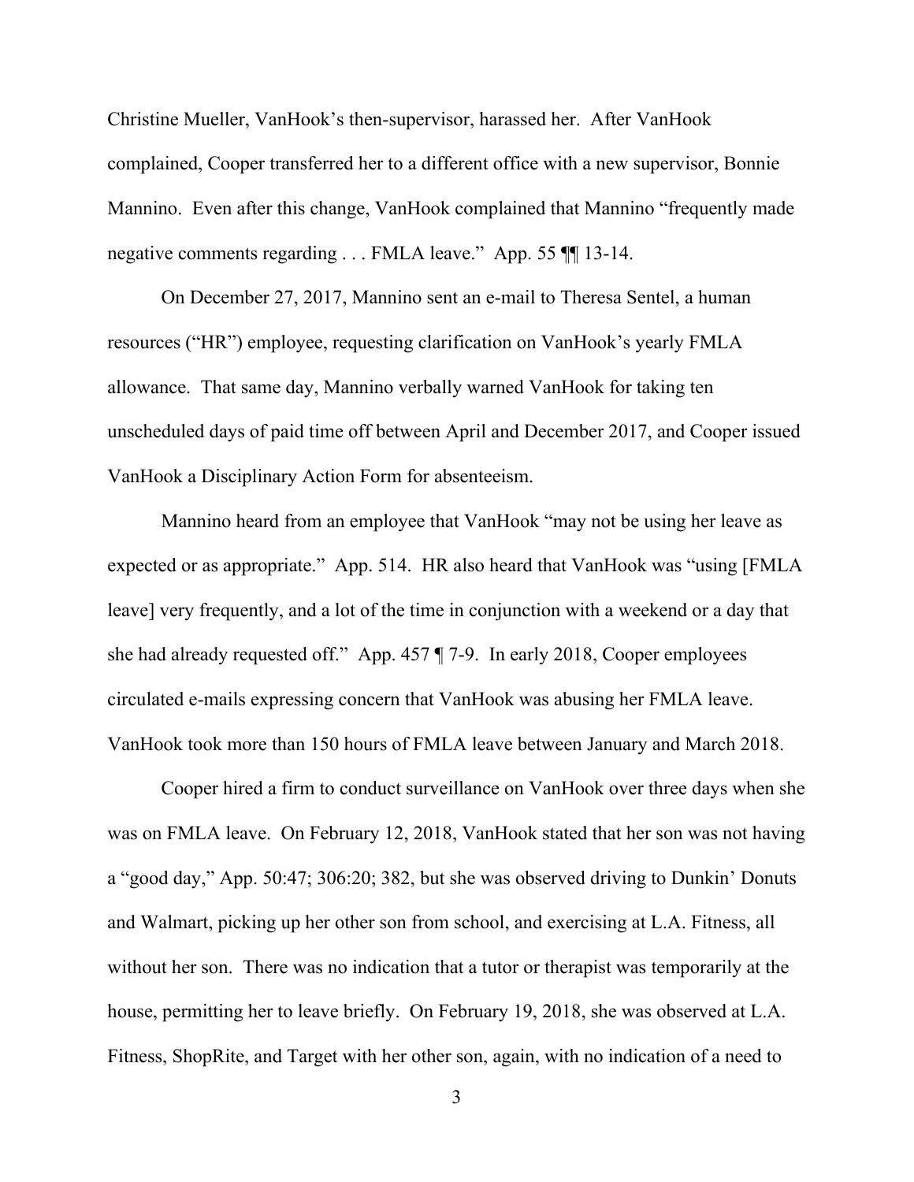Christine Mueller, VanHook's then-supervisor, harassed her. After VanHook complained, Cooper transferred her to a different office with a new supervisor, Bonnie Mannino. Even after this change, VanHook complained that Mannino "frequently made negative comments regarding . . . FMLA leave." App. 55 ¶¶ 13-14.

On December 27, 2017, Mannino sent an e-mail to Theresa Sentel, a human resources ("HR") employee, requesting clarification on VanHook's yearly FMLA allowance. That same day, Mannino verbally warned VanHook for taking ten unscheduled days of paid time off between April and December 2017, and Cooper issued VanHook a Disciplinary Action Form for absenteeism.

Mannino heard from an employee that VanHook "may not be using her leave as expected or as appropriate." App. 514. HR also heard that VanHook was "using [FMLA leave] very frequently, and a lot of the time in conjunction with a weekend or a day that she had already requested off." App. 457 ¶ 7-9. In early 2018, Cooper employees circulated e-mails expressing concern that VanHook was abusing her FMLA leave. VanHook took more than 150 hours of FMLA leave between January and March 2018.

Cooper hired a firm to conduct surveillance on VanHook over three days when she was on FMLA leave. On February 12, 2018, VanHook stated that her son was not having a "good day," App. 50:47; 306:20; 382, but she was observed driving to Dunkin' Donuts and Walmart, picking up her other son from school, and exercising at L.A. Fitness, all without her son. There was no indication that a tutor or therapist was temporarily at the house, permitting her to leave briefly. On February 19, 2018, she was observed at L.A. Fitness, ShopRite, and Target with her other son, again, with no indication of a need to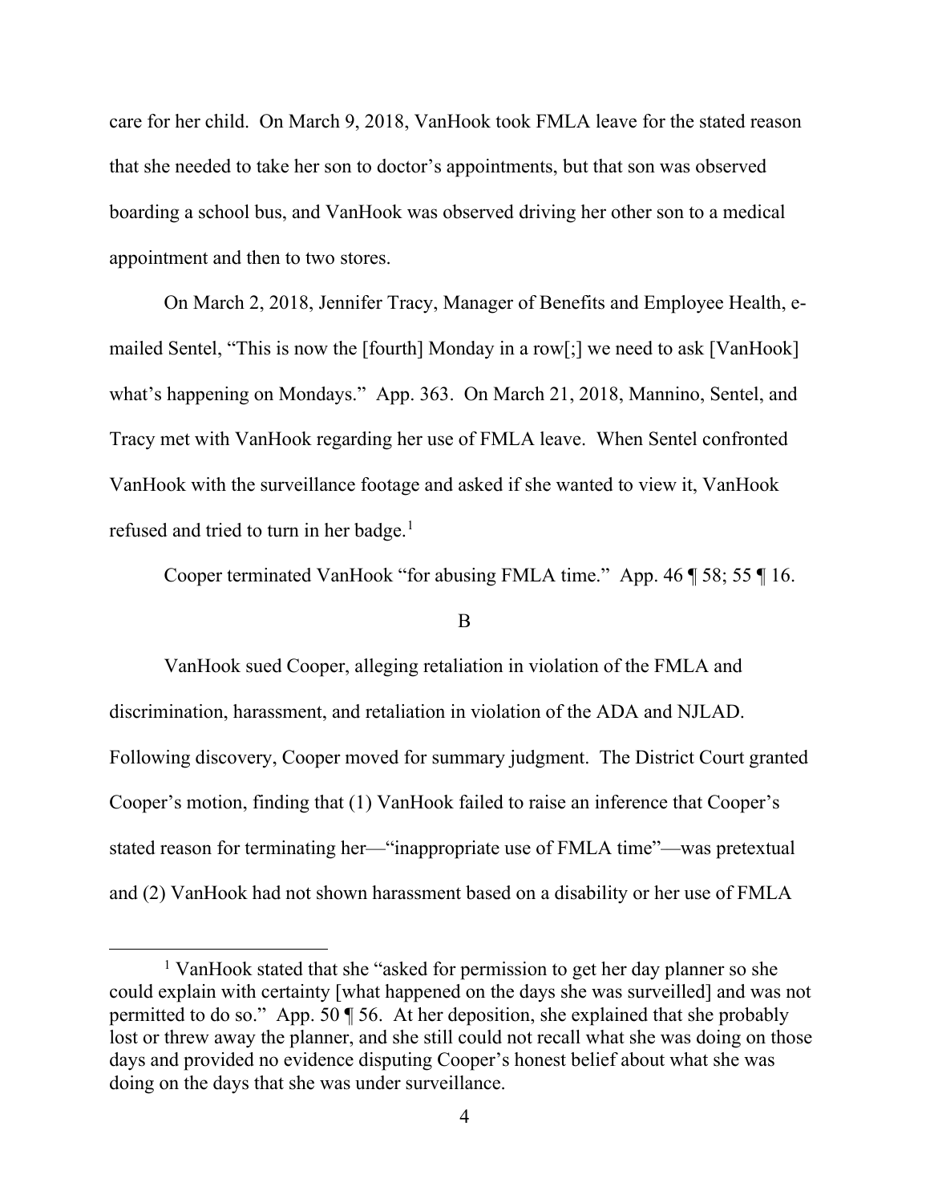care for her child. On March 9, 2018, VanHook took FMLA leave for the stated reason that she needed to take her son to doctor's appointments, but that son was observed boarding a school bus, and VanHook was observed driving her other son to a medical appointment and then to two stores.

On March 2, 2018, Jennifer Tracy, Manager of Benefits and Employee Health, e-mailed Sentel, "This is now the [fourth] Monday in a row[;] we need to ask [VanHook] what's happening on Mondays." App. 363. On March 21, 2018, Mannino, Sentel, and Tracy met with VanHook regarding her use of FMLA leave. When Sentel confronted VanHook with the surveillance footage and asked if she wanted to view it, VanHook refused and tried to turn in her badge.[1]

Cooper terminated VanHook "for abusing FMLA time." App. 46 ¶ 58; 55 ¶ 16.

B

VanHook sued Cooper, alleging retaliation in violation of the FMLA and discrimination, harassment, and retaliation in violation of the ADA and NJLAD. Following discovery, Cooper moved for summary judgment. The District Court granted Cooper's motion, finding that (1) VanHook failed to raise an inference that Cooper's stated reason for terminating her—"inappropriate use of FMLA time"—was pretextual and (2) VanHook had not shown harassment based on a disability or her use of FMLA

---

[1] VanHook stated that she "asked for permission to get her day planner so she could explain with certainty [what happened on the days she was surveilled] and was not permitted to do so." App. 50 ¶ 56. At her deposition, she explained that she probably lost or threw away the planner, and she still could not recall what she was doing on those days and provided no evidence disputing Cooper's honest belief about what she was doing on the days that she was under surveillance.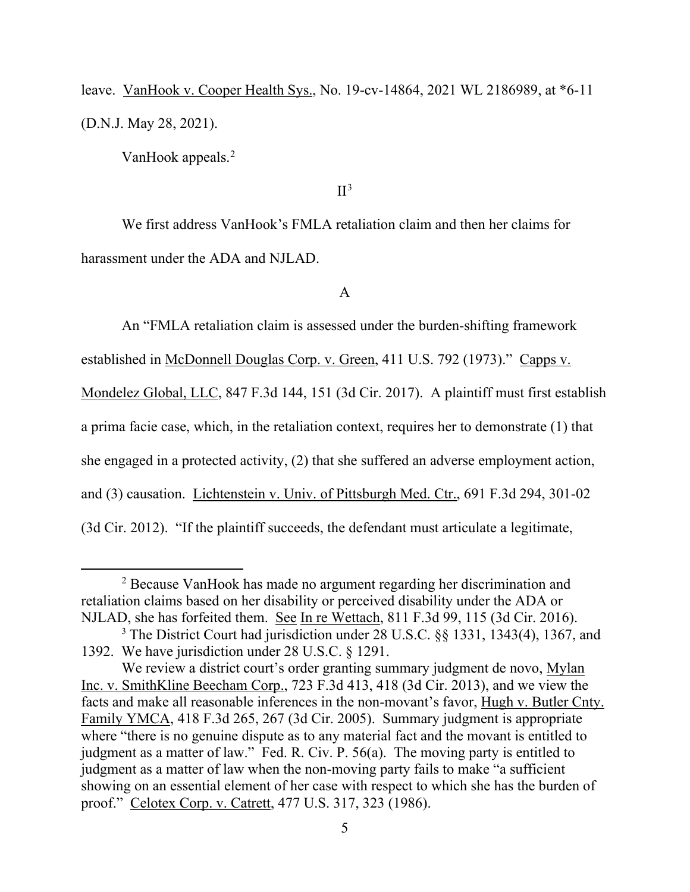leave. VanHook v. Cooper Health Sys., No. 19-cv-14864, 2021 WL 2186989, at *6-11 (D.N.J. May 28, 2021).

VanHook appeals.[2]

## II[3]

We first address VanHook's FMLA retaliation claim and then her claims for harassment under the ADA and NJLAD.

### A

An "FMLA retaliation claim is assessed under the burden-shifting framework established in McDonnell Douglas Corp. v. Green, 411 U.S. 792 (1973)." Capps v. Mondelez Global, LLC, 847 F.3d 144, 151 (3d Cir. 2017). A plaintiff must first establish a prima facie case, which, in the retaliation context, requires her to demonstrate (1) that she engaged in a protected activity, (2) that she suffered an adverse employment action, and (3) causation. Lichtenstein v. Univ. of Pittsburgh Med. Ctr., 691 F.3d 294, 301-02 (3d Cir. 2012). "If the plaintiff succeeds, the defendant must articulate a legitimate,

---

[2] Because VanHook has made no argument regarding her discrimination and retaliation claims based on her disability or perceived disability under the ADA or NJLAD, she has forfeited them. See In re Wettach, 811 F.3d 99, 115 (3d Cir. 2016).

[3] The District Court had jurisdiction under 28 U.S.C. §§ 1331, 1343(4), 1367, and 1392. We have jurisdiction under 28 U.S.C. § 1291.

We review a district court's order granting summary judgment de novo, Mylan Inc. v. SmithKline Beecham Corp., 723 F.3d 413, 418 (3d Cir. 2013), and we view the facts and make all reasonable inferences in the non-movant's favor, Hugh v. Butler Cnty. Family YMCA, 418 F.3d 265, 267 (3d Cir. 2005). Summary judgment is appropriate where "there is no genuine dispute as to any material fact and the movant is entitled to judgment as a matter of law." Fed. R. Civ. P. 56(a). The moving party is entitled to judgment as a matter of law when the non-moving party fails to make "a sufficient showing on an essential element of her case with respect to which she has the burden of proof." Celotex Corp. v. Catrett, 477 U.S. 317, 323 (1986).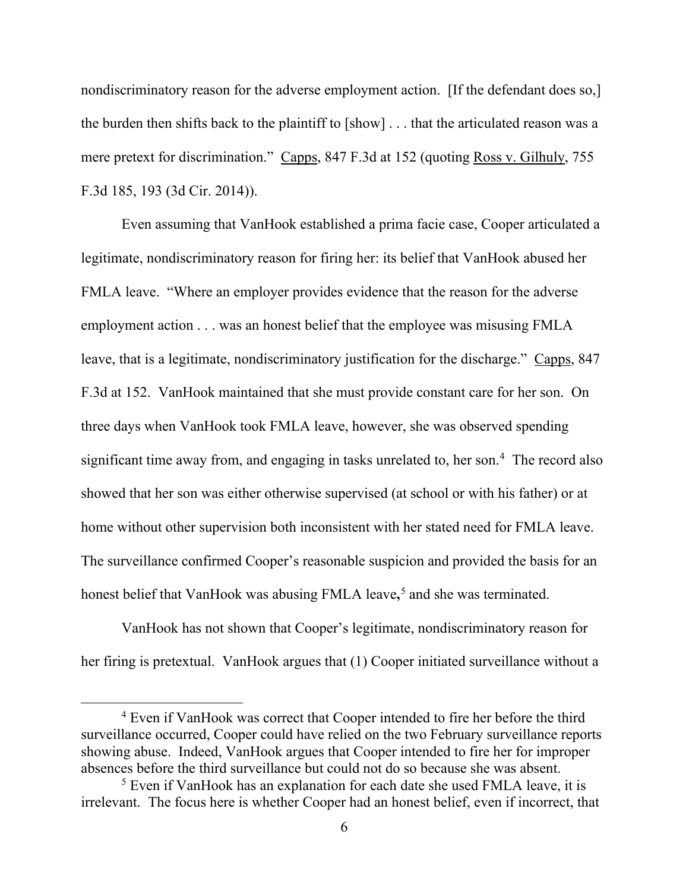nondiscriminatory reason for the adverse employment action. [If the defendant does so,] the burden then shifts back to the plaintiff to [show] . . . that the articulated reason was a mere pretext for discrimination." Capps, 847 F.3d at 152 (quoting Ross v. Gilhuly, 755 F.3d 185, 193 (3d Cir. 2014)).

Even assuming that VanHook established a prima facie case, Cooper articulated a legitimate, nondiscriminatory reason for firing her: its belief that VanHook abused her FMLA leave. "Where an employer provides evidence that the reason for the adverse employment action . . . was an honest belief that the employee was misusing FMLA leave, that is a legitimate, nondiscriminatory justification for the discharge." Capps, 847 F.3d at 152. VanHook maintained that she must provide constant care for her son. On three days when VanHook took FMLA leave, however, she was observed spending significant time away from, and engaging in tasks unrelated to, her son.[4] The record also showed that her son was either otherwise supervised (at school or with his father) or at home without other supervision both inconsistent with her stated need for FMLA leave. The surveillance confirmed Cooper's reasonable suspicion and provided the basis for an honest belief that VanHook was abusing FMLA leave**,**[5] and she was terminated.

VanHook has not shown that Cooper's legitimate, nondiscriminatory reason for her firing is pretextual. VanHook argues that (1) Cooper initiated surveillance without a

---

[4] Even if VanHook was correct that Cooper intended to fire her before the third surveillance occurred, Cooper could have relied on the two February surveillance reports showing abuse. Indeed, VanHook argues that Cooper intended to fire her for improper absences before the third surveillance but could not do so because she was absent.

[5] Even if VanHook has an explanation for each date she used FMLA leave, it is irrelevant. The focus here is whether Cooper had an honest belief, even if incorrect, that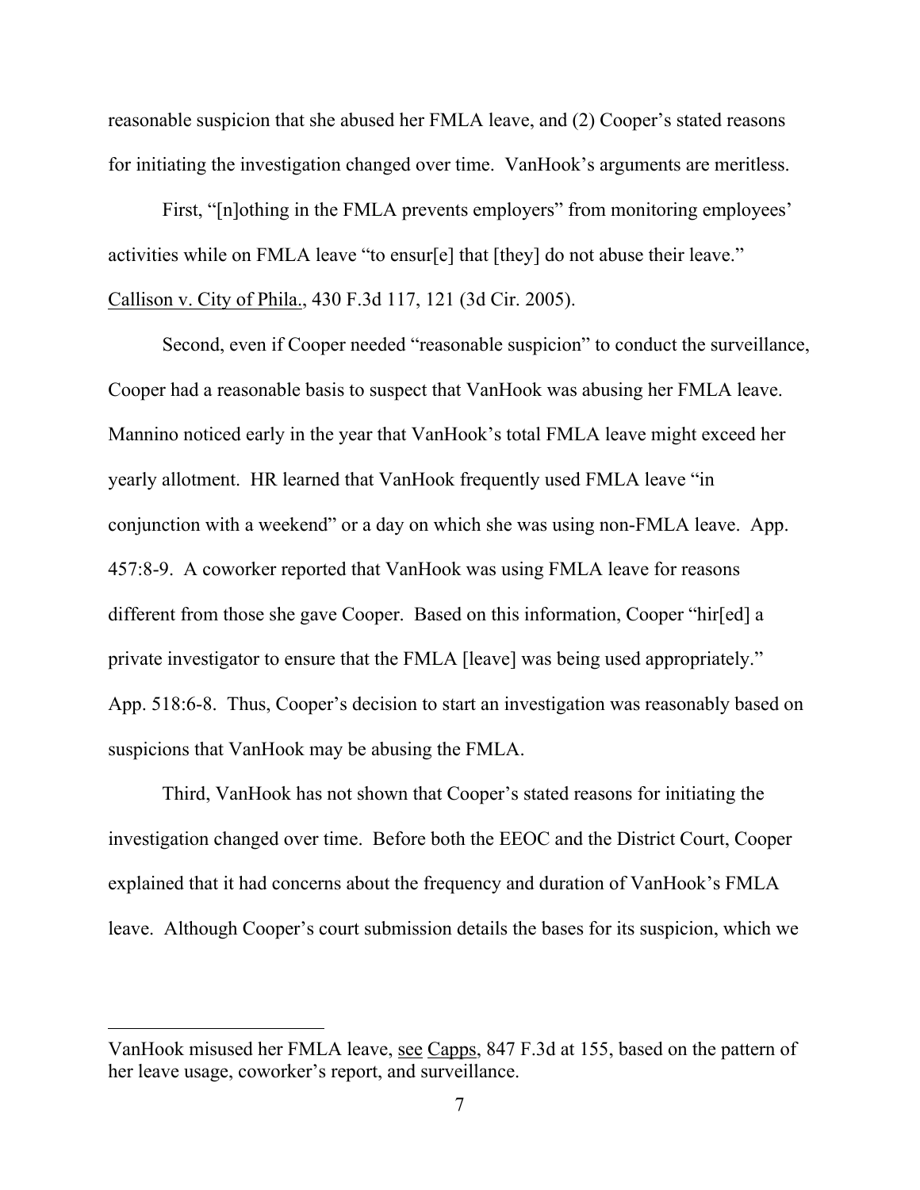reasonable suspicion that she abused her FMLA leave, and (2) Cooper's stated reasons for initiating the investigation changed over time. VanHook's arguments are meritless.

First, "[n]othing in the FMLA prevents employers" from monitoring employees' activities while on FMLA leave "to ensur[e] that [they] do not abuse their leave." Callison v. City of Phila., 430 F.3d 117, 121 (3d Cir. 2005).

Second, even if Cooper needed "reasonable suspicion" to conduct the surveillance, Cooper had a reasonable basis to suspect that VanHook was abusing her FMLA leave. Mannino noticed early in the year that VanHook's total FMLA leave might exceed her yearly allotment. HR learned that VanHook frequently used FMLA leave "in conjunction with a weekend" or a day on which she was using non-FMLA leave. App. 457:8-9. A coworker reported that VanHook was using FMLA leave for reasons different from those she gave Cooper. Based on this information, Cooper "hir[ed] a private investigator to ensure that the FMLA [leave] was being used appropriately." App. 518:6-8. Thus, Cooper's decision to start an investigation was reasonably based on suspicions that VanHook may be abusing the FMLA.

Third, VanHook has not shown that Cooper's stated reasons for initiating the investigation changed over time. Before both the EEOC and the District Court, Cooper explained that it had concerns about the frequency and duration of VanHook's FMLA leave. Although Cooper's court submission details the bases for its suspicion, which we

---

VanHook misused her FMLA leave, see Capps, 847 F.3d at 155, based on the pattern of her leave usage, coworker's report, and surveillance.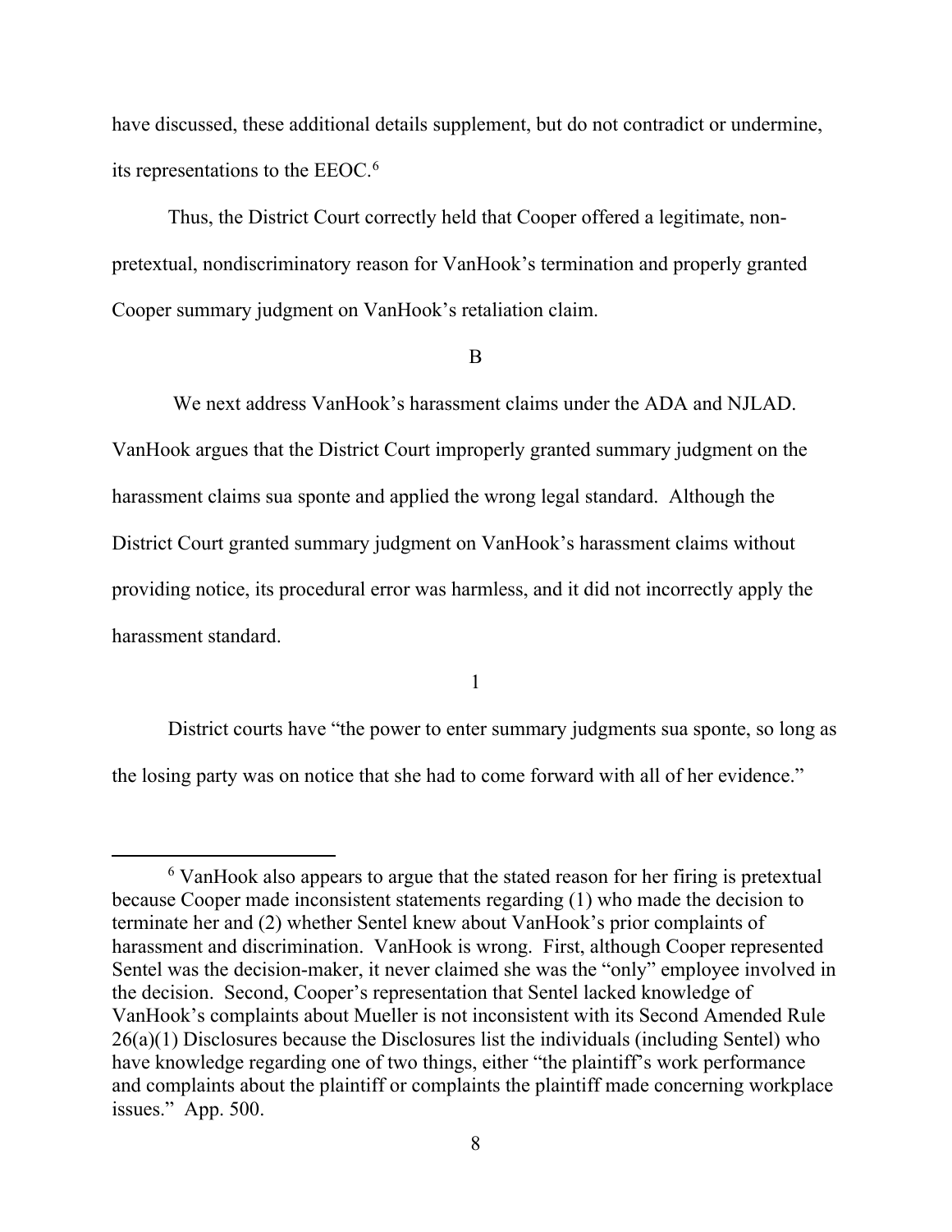have discussed, these additional details supplement, but do not contradict or undermine, its representations to the EEOC.[6]

Thus, the District Court correctly held that Cooper offered a legitimate, non-pretextual, nondiscriminatory reason for VanHook's termination and properly granted Cooper summary judgment on VanHook's retaliation claim.

## B

We next address VanHook's harassment claims under the ADA and NJLAD. VanHook argues that the District Court improperly granted summary judgment on the harassment claims sua sponte and applied the wrong legal standard. Although the District Court granted summary judgment on VanHook's harassment claims without providing notice, its procedural error was harmless, and it did not incorrectly apply the harassment standard.

### 1

District courts have "the power to enter summary judgments sua sponte, so long as the losing party was on notice that she had to come forward with all of her evidence."

[6] VanHook also appears to argue that the stated reason for her firing is pretextual because Cooper made inconsistent statements regarding (1) who made the decision to terminate her and (2) whether Sentel knew about VanHook's prior complaints of harassment and discrimination. VanHook is wrong. First, although Cooper represented Sentel was the decision-maker, it never claimed she was the "only" employee involved in the decision. Second, Cooper's representation that Sentel lacked knowledge of VanHook's complaints about Mueller is not inconsistent with its Second Amended Rule 26(a)(1) Disclosures because the Disclosures list the individuals (including Sentel) who have knowledge regarding one of two things, either "the plaintiff's work performance and complaints about the plaintiff or complaints the plaintiff made concerning workplace issues." App. 500.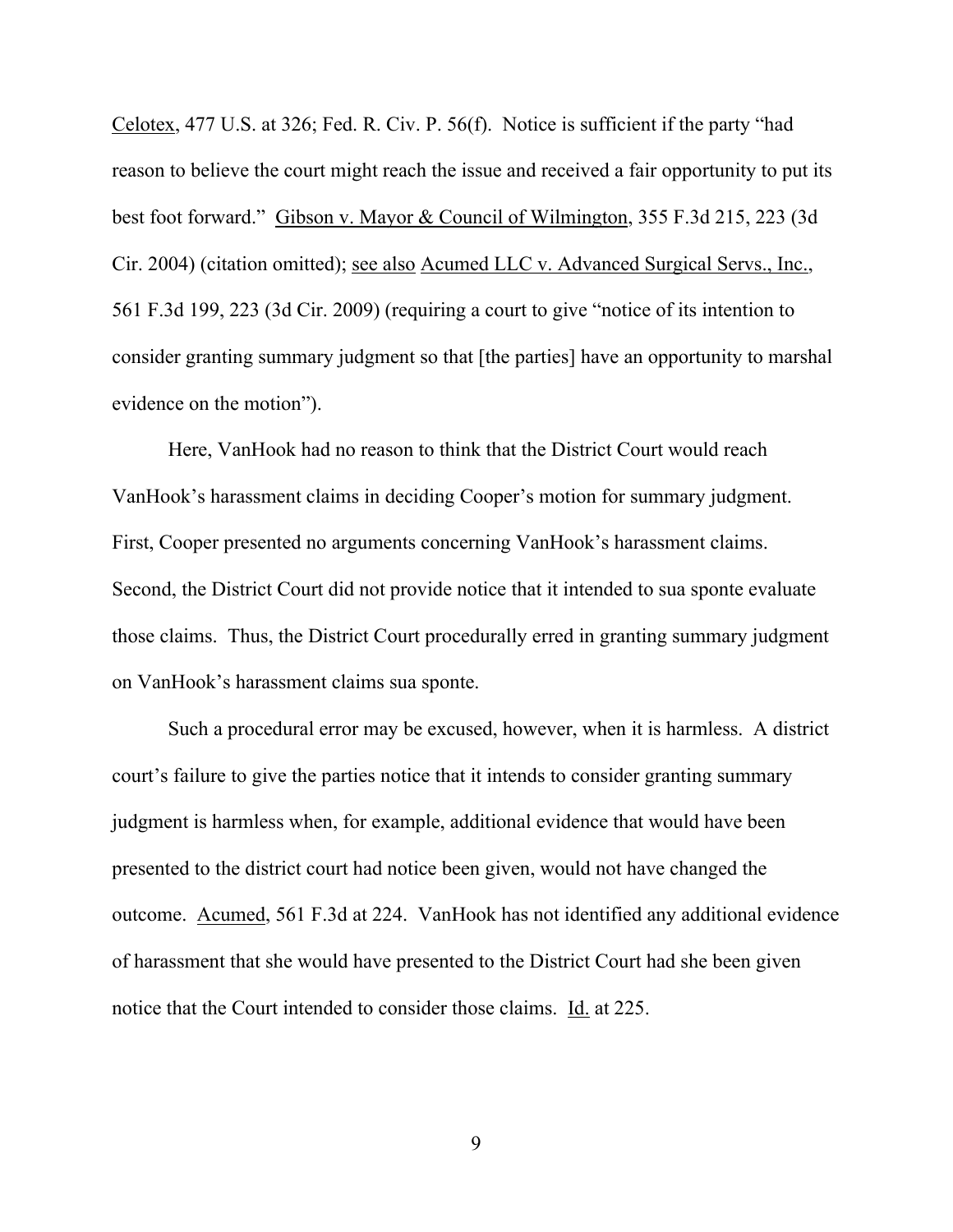Celotex, 477 U.S. at 326; Fed. R. Civ. P. 56(f). Notice is sufficient if the party "had reason to believe the court might reach the issue and received a fair opportunity to put its best foot forward." Gibson v. Mayor & Council of Wilmington, 355 F.3d 215, 223 (3d Cir. 2004) (citation omitted); see also Acumed LLC v. Advanced Surgical Servs., Inc., 561 F.3d 199, 223 (3d Cir. 2009) (requiring a court to give "notice of its intention to consider granting summary judgment so that [the parties] have an opportunity to marshal evidence on the motion").

Here, VanHook had no reason to think that the District Court would reach VanHook's harassment claims in deciding Cooper's motion for summary judgment. First, Cooper presented no arguments concerning VanHook's harassment claims. Second, the District Court did not provide notice that it intended to sua sponte evaluate those claims. Thus, the District Court procedurally erred in granting summary judgment on VanHook's harassment claims sua sponte.

Such a procedural error may be excused, however, when it is harmless. A district court's failure to give the parties notice that it intends to consider granting summary judgment is harmless when, for example, additional evidence that would have been presented to the district court had notice been given, would not have changed the outcome. Acumed, 561 F.3d at 224. VanHook has not identified any additional evidence of harassment that she would have presented to the District Court had she been given notice that the Court intended to consider those claims. Id. at 225.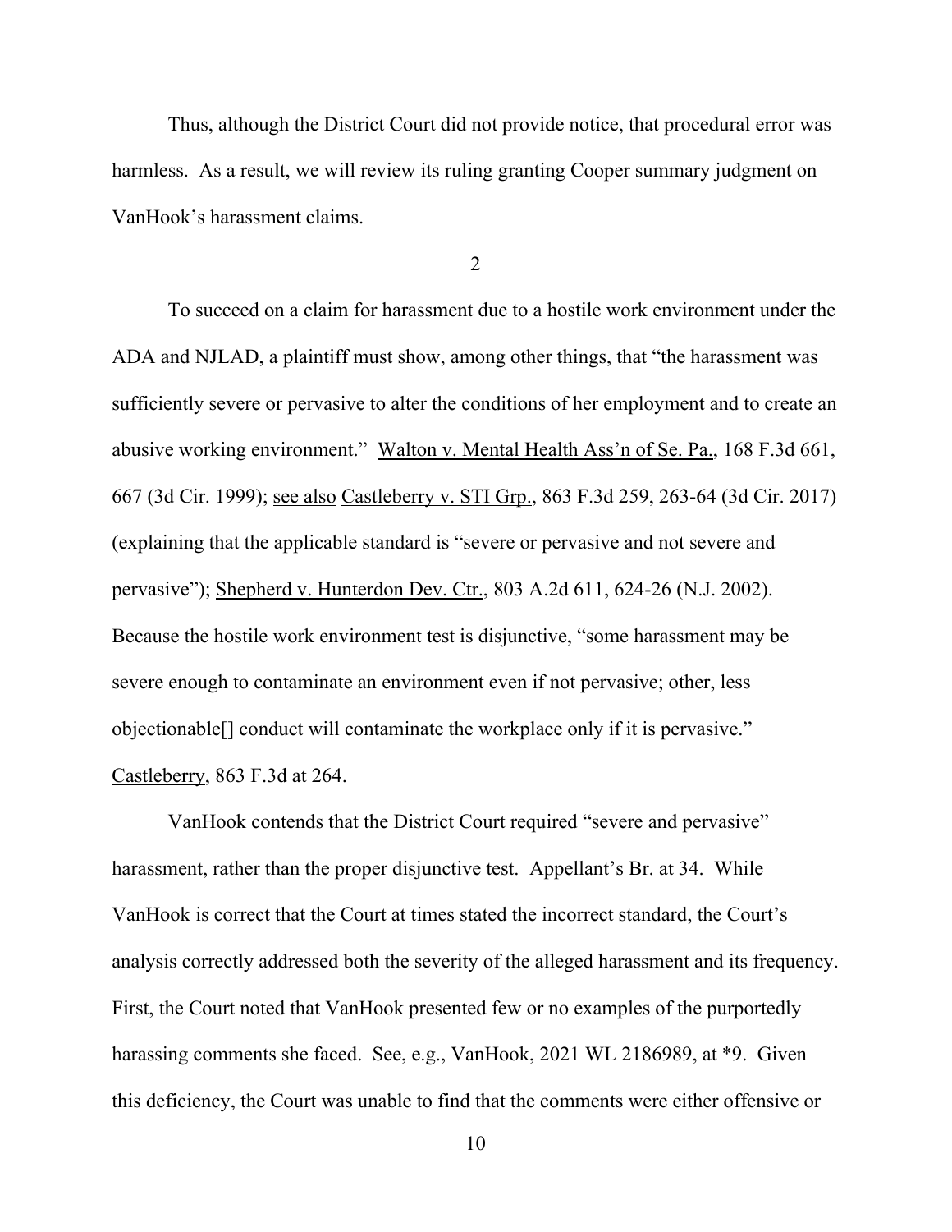Thus, although the District Court did not provide notice, that procedural error was harmless. As a result, we will review its ruling granting Cooper summary judgment on VanHook's harassment claims.

2

To succeed on a claim for harassment due to a hostile work environment under the ADA and NJLAD, a plaintiff must show, among other things, that "the harassment was sufficiently severe or pervasive to alter the conditions of her employment and to create an abusive working environment." Walton v. Mental Health Ass'n of Se. Pa., 168 F.3d 661, 667 (3d Cir. 1999); see also Castleberry v. STI Grp., 863 F.3d 259, 263-64 (3d Cir. 2017) (explaining that the applicable standard is "severe or pervasive and not severe and pervasive"); Shepherd v. Hunterdon Dev. Ctr., 803 A.2d 611, 624-26 (N.J. 2002). Because the hostile work environment test is disjunctive, "some harassment may be severe enough to contaminate an environment even if not pervasive; other, less objectionable[] conduct will contaminate the workplace only if it is pervasive." Castleberry, 863 F.3d at 264.

VanHook contends that the District Court required "severe and pervasive" harassment, rather than the proper disjunctive test. Appellant's Br. at 34. While VanHook is correct that the Court at times stated the incorrect standard, the Court's analysis correctly addressed both the severity of the alleged harassment and its frequency. First, the Court noted that VanHook presented few or no examples of the purportedly harassing comments she faced. See, e.g., VanHook, 2021 WL 2186989, at *9. Given this deficiency, the Court was unable to find that the comments were either offensive or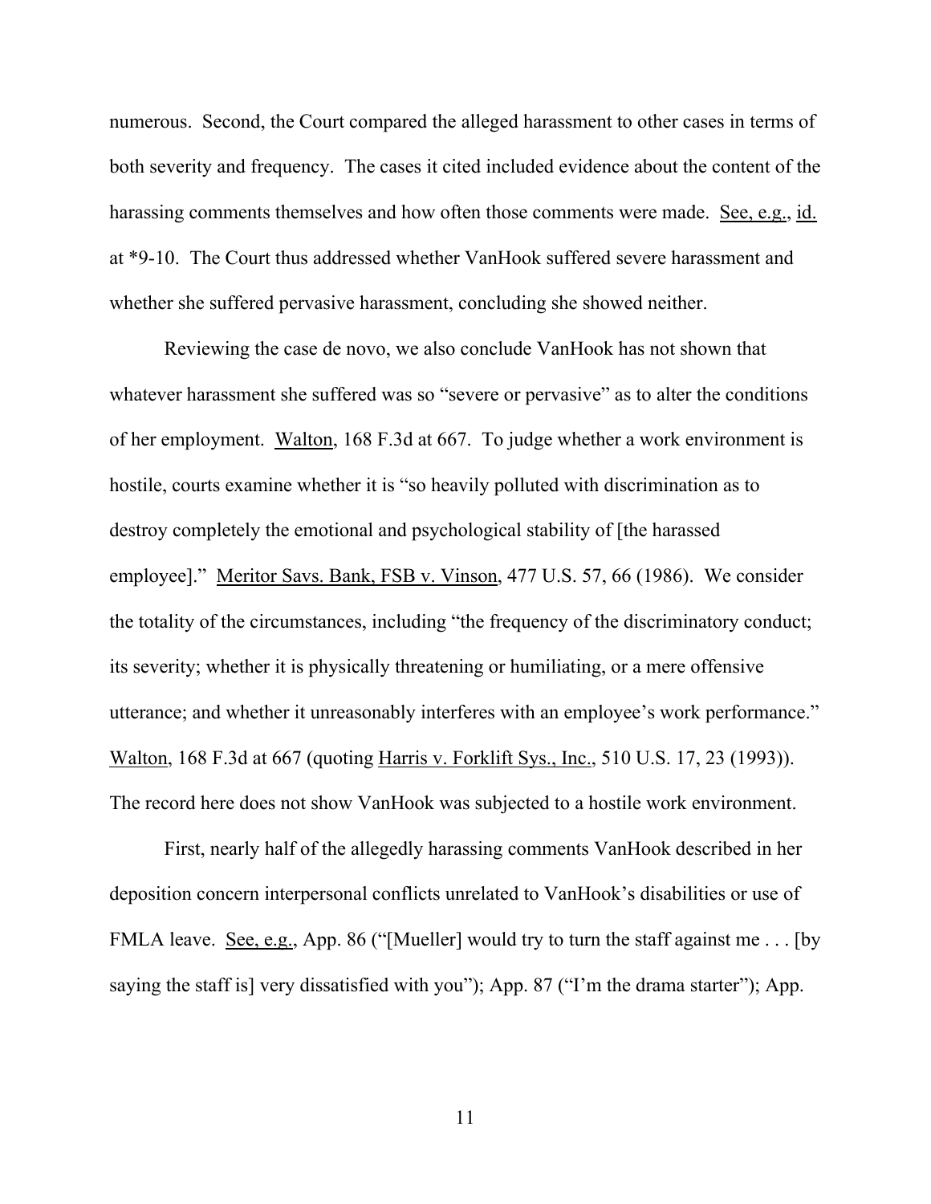numerous. Second, the Court compared the alleged harassment to other cases in terms of both severity and frequency. The cases it cited included evidence about the content of the harassing comments themselves and how often those comments were made. See, e.g., id. at *9-10. The Court thus addressed whether VanHook suffered severe harassment and whether she suffered pervasive harassment, concluding she showed neither.

Reviewing the case de novo, we also conclude VanHook has not shown that whatever harassment she suffered was so "severe or pervasive" as to alter the conditions of her employment. Walton, 168 F.3d at 667. To judge whether a work environment is hostile, courts examine whether it is "so heavily polluted with discrimination as to destroy completely the emotional and psychological stability of [the harassed employee]." Meritor Savs. Bank, FSB v. Vinson, 477 U.S. 57, 66 (1986). We consider the totality of the circumstances, including "the frequency of the discriminatory conduct; its severity; whether it is physically threatening or humiliating, or a mere offensive utterance; and whether it unreasonably interferes with an employee's work performance." Walton, 168 F.3d at 667 (quoting Harris v. Forklift Sys., Inc., 510 U.S. 17, 23 (1993)). The record here does not show VanHook was subjected to a hostile work environment.

First, nearly half of the allegedly harassing comments VanHook described in her deposition concern interpersonal conflicts unrelated to VanHook's disabilities or use of FMLA leave. See, e.g., App. 86 ("[Mueller] would try to turn the staff against me . . . [by saying the staff is] very dissatisfied with you"); App. 87 ("I'm the drama starter"); App.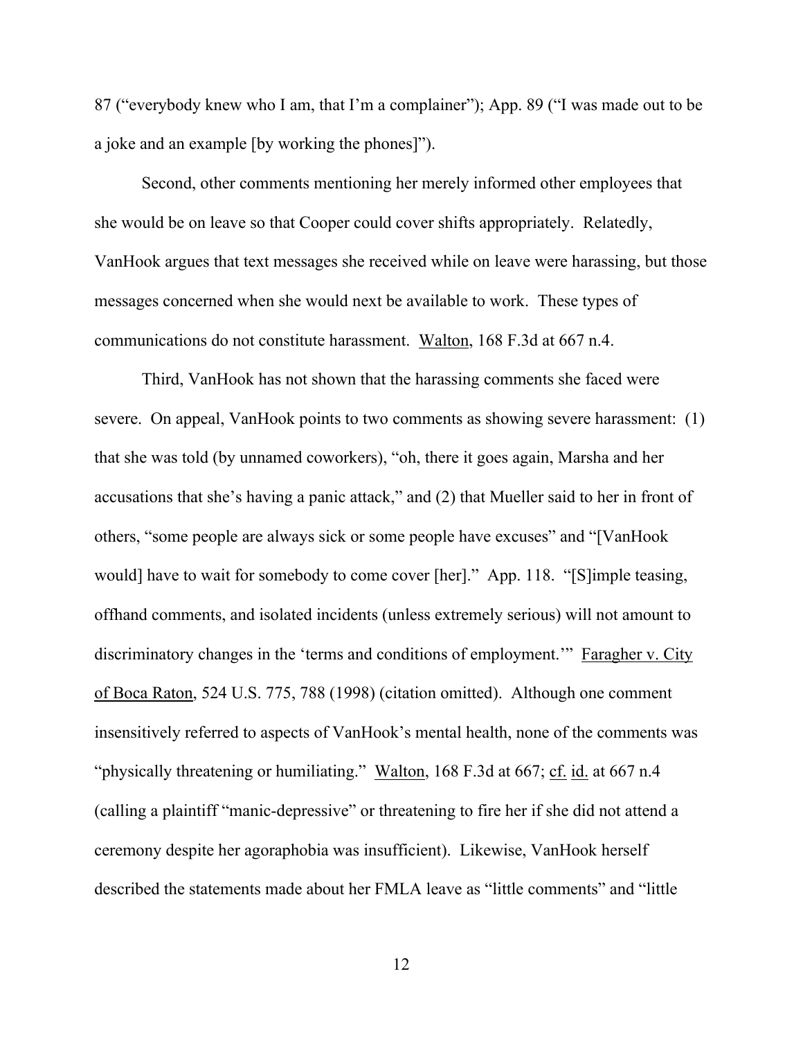87 ("everybody knew who I am, that I'm a complainer"); App. 89 ("I was made out to be a joke and an example [by working the phones]").

Second, other comments mentioning her merely informed other employees that she would be on leave so that Cooper could cover shifts appropriately. Relatedly, VanHook argues that text messages she received while on leave were harassing, but those messages concerned when she would next be available to work. These types of communications do not constitute harassment. Walton, 168 F.3d at 667 n.4.

Third, VanHook has not shown that the harassing comments she faced were severe. On appeal, VanHook points to two comments as showing severe harassment: (1) that she was told (by unnamed coworkers), "oh, there it goes again, Marsha and her accusations that she's having a panic attack," and (2) that Mueller said to her in front of others, "some people are always sick or some people have excuses" and "[VanHook would] have to wait for somebody to come cover [her]." App. 118. "[S]imple teasing, offhand comments, and isolated incidents (unless extremely serious) will not amount to discriminatory changes in the 'terms and conditions of employment.'" Faragher v. City of Boca Raton, 524 U.S. 775, 788 (1998) (citation omitted). Although one comment insensitively referred to aspects of VanHook's mental health, none of the comments was "physically threatening or humiliating." Walton, 168 F.3d at 667; cf. id. at 667 n.4 (calling a plaintiff "manic-depressive" or threatening to fire her if she did not attend a ceremony despite her agoraphobia was insufficient). Likewise, VanHook herself described the statements made about her FMLA leave as "little comments" and "little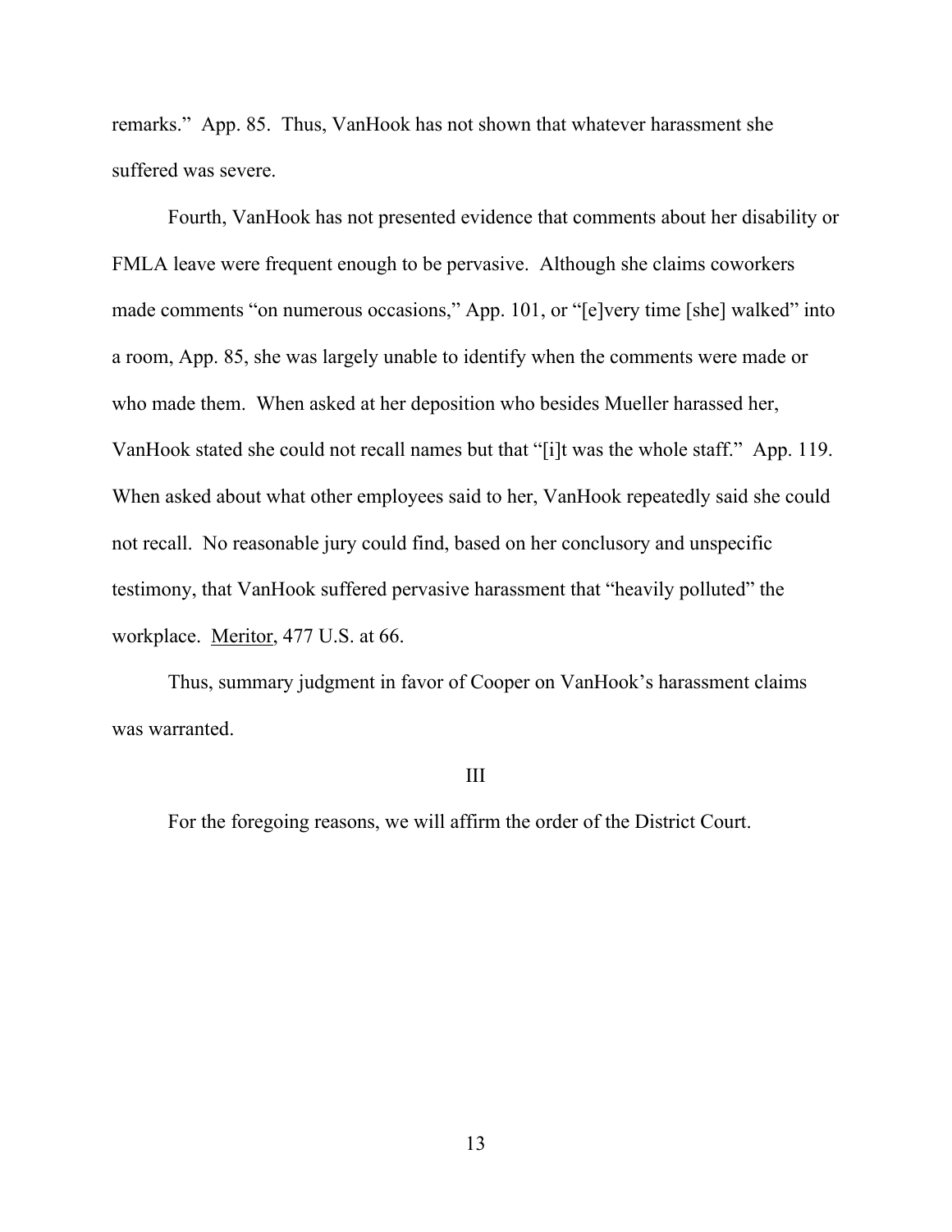remarks." App. 85. Thus, VanHook has not shown that whatever harassment she suffered was severe.

Fourth, VanHook has not presented evidence that comments about her disability or FMLA leave were frequent enough to be pervasive. Although she claims coworkers made comments "on numerous occasions," App. 101, or "[e]very time [she] walked" into a room, App. 85, she was largely unable to identify when the comments were made or who made them. When asked at her deposition who besides Mueller harassed her, VanHook stated she could not recall names but that "[i]t was the whole staff." App. 119. When asked about what other employees said to her, VanHook repeatedly said she could not recall. No reasonable jury could find, based on her conclusory and unspecific testimony, that VanHook suffered pervasive harassment that "heavily polluted" the workplace. Meritor, 477 U.S. at 66.

Thus, summary judgment in favor of Cooper on VanHook's harassment claims was warranted.

III

For the foregoing reasons, we will affirm the order of the District Court.